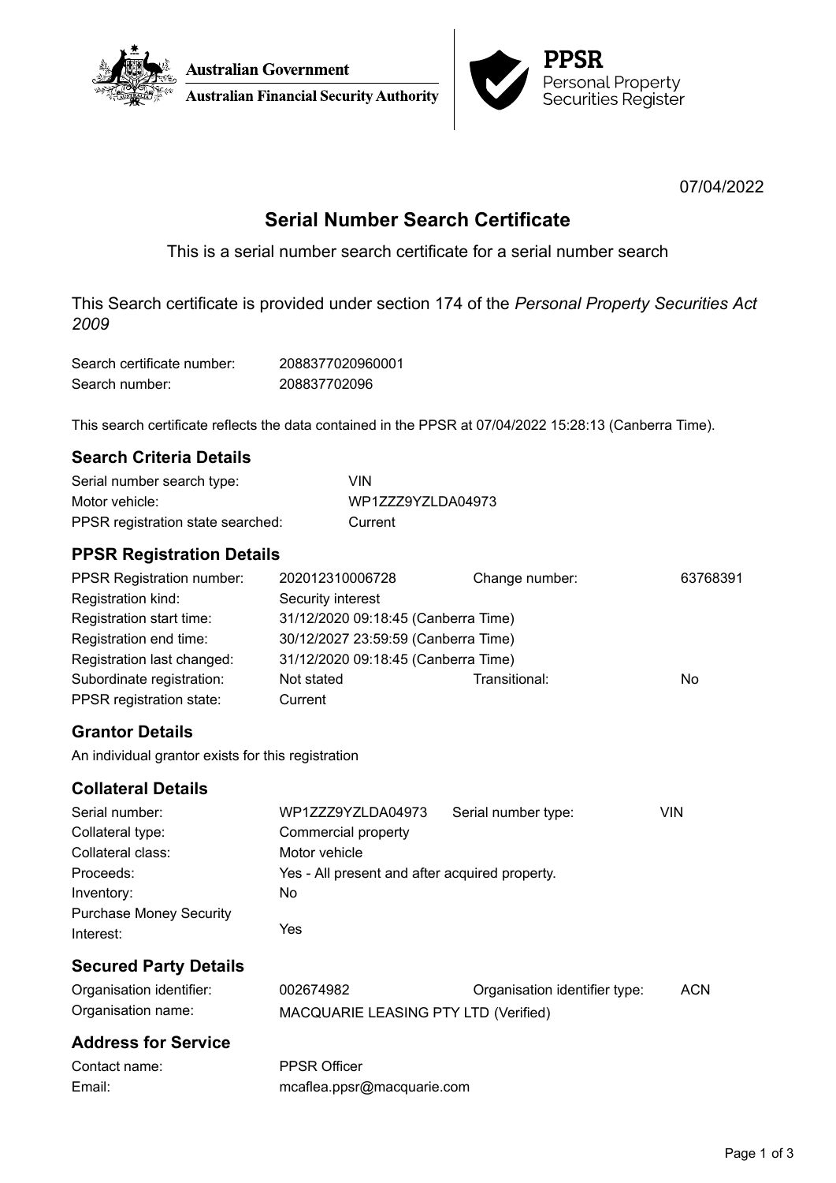Australian Government

Australian Financial Security Authority

PPSR

Personal Property Securities Register

07/04/2022

# Serial Number Search Certificate

This is a serial number search certificate for a serial number search

This Search certificate is provided under section 174 of the *Personal Property Securities Act 2009*

| | |
|---|---|
| Search certificate number: | 2088377020960001 |
| Search number: | 208837702096 |

This search certificate reflects the data contained in the PPSR at 07/04/2022 15:28:13 (Canberra Time).

## Search Criteria Details

| | |
|---|---|
| Serial number search type: | VIN |
| Motor vehicle: | WP1ZZZ9YZLDA04973 |
| PPSR registration state searched: | Current |

## PPSR Registration Details

| | | | |
|---|---|---|---|
| PPSR Registration number: | 202012310006728 | Change number: | 63768391 |
| Registration kind: | Security interest | | |
| Registration start time: | 31/12/2020 09:18:45 (Canberra Time) | | |
| Registration end time: | 30/12/2027 23:59:59 (Canberra Time) | | |
| Registration last changed: | 31/12/2020 09:18:45 (Canberra Time) | | |
| Subordinate registration: | Not stated | Transitional: | No |
| PPSR registration state: | Current | | |

## Grantor Details

An individual grantor exists for this registration

## Collateral Details

| | | | |
|---|---|---|---|
| Serial number: | WP1ZZZ9YZLDA04973 | Serial number type: | VIN |
| Collateral type: | Commercial property | | |
| Collateral class: | Motor vehicle | | |
| Proceeds: | Yes - All present and after acquired property. | | |
| Inventory: | No | | |
| Purchase Money Security Interest: | Yes | | |

## Secured Party Details

| | | | |
|---|---|---|---|
| Organisation identifier: | 002674982 | Organisation identifier type: | ACN |
| Organisation name: | MACQUARIE LEASING PTY LTD (Verified) | | |

## Address for Service

| | |
|---|---|
| Contact name: | PPSR Officer |
| Email: | mcaflea.ppsr@macquarie.com |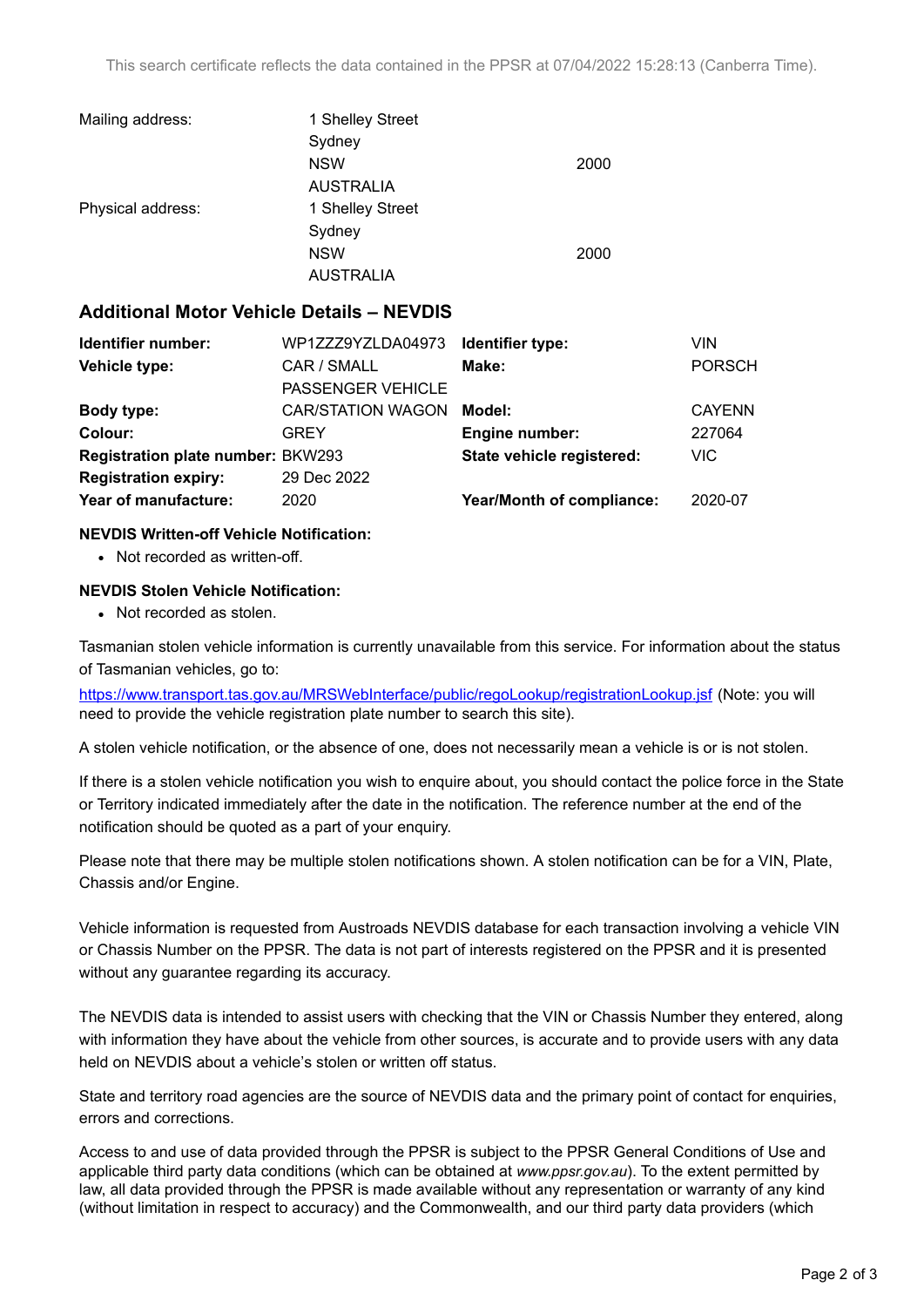This search certificate reflects the data contained in the PPSR at 07/04/2022 15:28:13 (Canberra Time).

| | | |
|---|---|---|
| Mailing address: | 1 Shelley Street<br>Sydney<br>NSW<br>AUSTRALIA | <br><br>2000 |
| Physical address: | 1 Shelley Street<br>Sydney<br>NSW<br>AUSTRALIA | <br><br>2000 |

## Additional Motor Vehicle Details – NEVDIS

| | | | |
|---|---|---|---|
| **Identifier number:** | WP1ZZZ9YZLDA04973 | **Identifier type:** | VIN |
| **Vehicle type:** | CAR / SMALL PASSENGER VEHICLE | **Make:** | PORSCH |
| **Body type:** | CAR/STATION WAGON | **Model:** | CAYENN |
| **Colour:** | GREY | **Engine number:** | 227064 |
| **Registration plate number:** | BKW293 | **State vehicle registered:** | VIC |
| **Registration expiry:** | 29 Dec 2022 | | |
| **Year of manufacture:** | 2020 | **Year/Month of compliance:** | 2020-07 |

**NEVDIS Written-off Vehicle Notification:**

- Not recorded as written-off.

**NEVDIS Stolen Vehicle Notification:**

- Not recorded as stolen.

Tasmanian stolen vehicle information is currently unavailable from this service. For information about the status of Tasmanian vehicles, go to:

https://www.transport.tas.gov.au/MRSWebInterface/public/regoLookup/registrationLookup.jsf (Note: you will need to provide the vehicle registration plate number to search this site).

A stolen vehicle notification, or the absence of one, does not necessarily mean a vehicle is or is not stolen.

If there is a stolen vehicle notification you wish to enquire about, you should contact the police force in the State or Territory indicated immediately after the date in the notification. The reference number at the end of the notification should be quoted as a part of your enquiry.

Please note that there may be multiple stolen notifications shown. A stolen notification can be for a VIN, Plate, Chassis and/or Engine.

Vehicle information is requested from Austroads NEVDIS database for each transaction involving a vehicle VIN or Chassis Number on the PPSR. The data is not part of interests registered on the PPSR and it is presented without any guarantee regarding its accuracy.

The NEVDIS data is intended to assist users with checking that the VIN or Chassis Number they entered, along with information they have about the vehicle from other sources, is accurate and to provide users with any data held on NEVDIS about a vehicle's stolen or written off status.

State and territory road agencies are the source of NEVDIS data and the primary point of contact for enquiries, errors and corrections.

Access to and use of data provided through the PPSR is subject to the PPSR General Conditions of Use and applicable third party data conditions (which can be obtained at *www.ppsr.gov.au*). To the extent permitted by law, all data provided through the PPSR is made available without any representation or warranty of any kind (without limitation in respect to accuracy) and the Commonwealth, and our third party data providers (which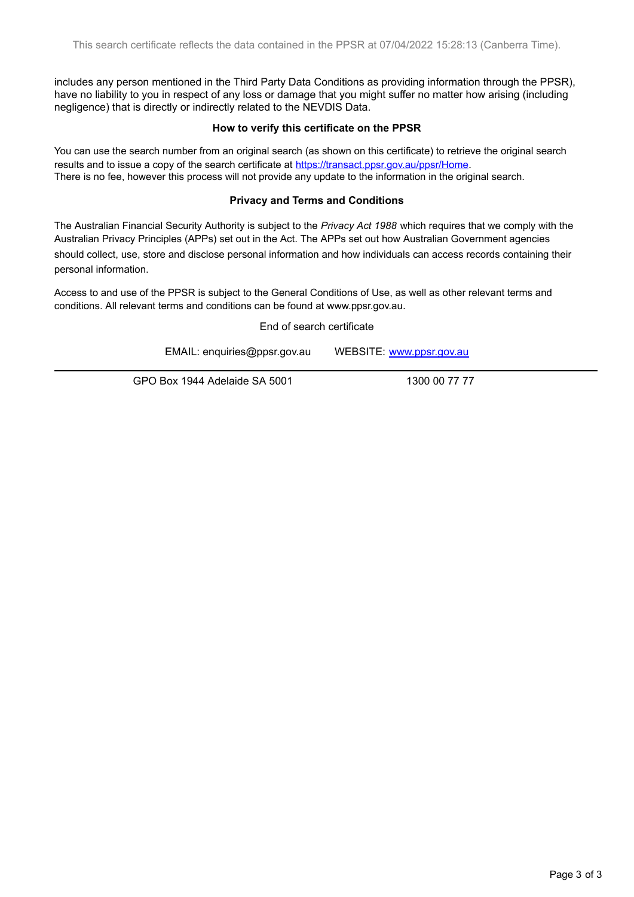includes any person mentioned in the Third Party Data Conditions as providing information through the PPSR), have no liability to you in respect of any loss or damage that you might suffer no matter how arising (including negligence) that is directly or indirectly related to the NEVDIS Data.

**How to verify this certificate on the PPSR**

You can use the search number from an original search (as shown on this certificate) to retrieve the original search results and to issue a copy of the search certificate at https://transact.ppsr.gov.au/ppsr/Home.
There is no fee, however this process will not provide any update to the information in the original search.

**Privacy and Terms and Conditions**

The Australian Financial Security Authority is subject to the *Privacy Act 1988* which requires that we comply with the Australian Privacy Principles (APPs) set out in the Act. The APPs set out how Australian Government agencies should collect, use, store and disclose personal information and how individuals can access records containing their personal information.

Access to and use of the PPSR is subject to the General Conditions of Use, as well as other relevant terms and conditions. All relevant terms and conditions can be found at www.ppsr.gov.au.

End of search certificate

EMAIL: enquiries@ppsr.gov.au WEBSITE: www.ppsr.gov.au

GPO Box 1944 Adelaide SA 5001 1300 00 77 77